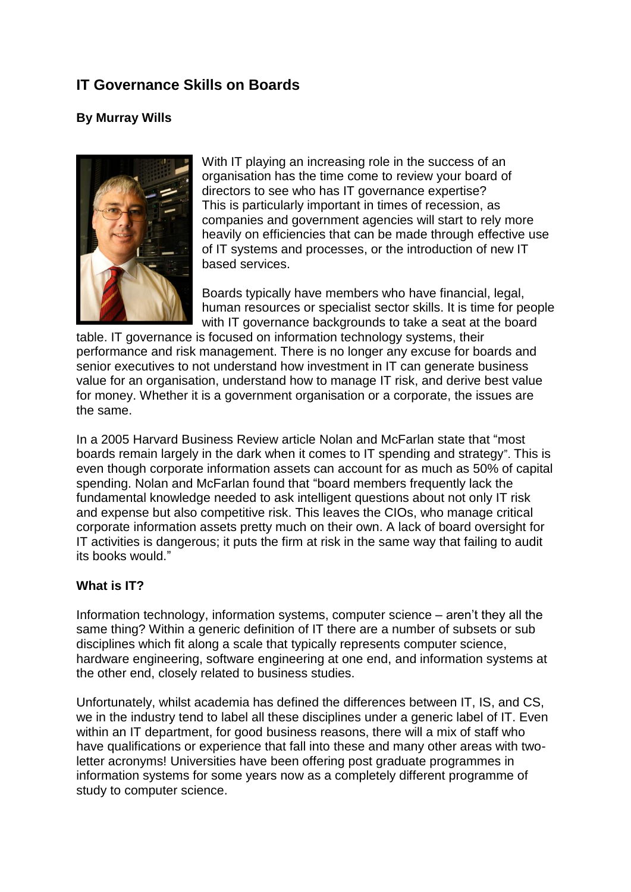# IT Governance Skills on Boards

**By Murray Wills**

With IT playing an increasing role in the success of an organisation has the time come to review your board of directors to see who has IT governance expertise? This is particularly important in times of recession, as companies and government agencies will start to rely more heavily on efficiencies that can be made through effective use of IT systems and processes, or the introduction of new IT based services.

Boards typically have members who have financial, legal, human resources or specialist sector skills. It is time for people with IT governance backgrounds to take a seat at the board table. IT governance is focused on information technology systems, their performance and risk management. There is no longer any excuse for boards and senior executives to not understand how investment in IT can generate business value for an organisation, understand how to manage IT risk, and derive best value for money. Whether it is a government organisation or a corporate, the issues are the same.

In a 2005 Harvard Business Review article Nolan and McFarlan state that "most boards remain largely in the dark when it comes to IT spending and strategy". This is even though corporate information assets can account for as much as 50% of capital spending. Nolan and McFarlan found that "board members frequently lack the fundamental knowledge needed to ask intelligent questions about not only IT risk and expense but also competitive risk. This leaves the CIOs, who manage critical corporate information assets pretty much on their own. A lack of board oversight for IT activities is dangerous; it puts the firm at risk in the same way that failing to audit its books would."

## What is IT?

Information technology, information systems, computer science – aren't they all the same thing? Within a generic definition of IT there are a number of subsets or sub disciplines which fit along a scale that typically represents computer science, hardware engineering, software engineering at one end, and information systems at the other end, closely related to business studies.

Unfortunately, whilst academia has defined the differences between IT, IS, and CS, we in the industry tend to label all these disciplines under a generic label of IT. Even within an IT department, for good business reasons, there will a mix of staff who have qualifications or experience that fall into these and many other areas with two-letter acronyms! Universities have been offering post graduate programmes in information systems for some years now as a completely different programme of study to computer science.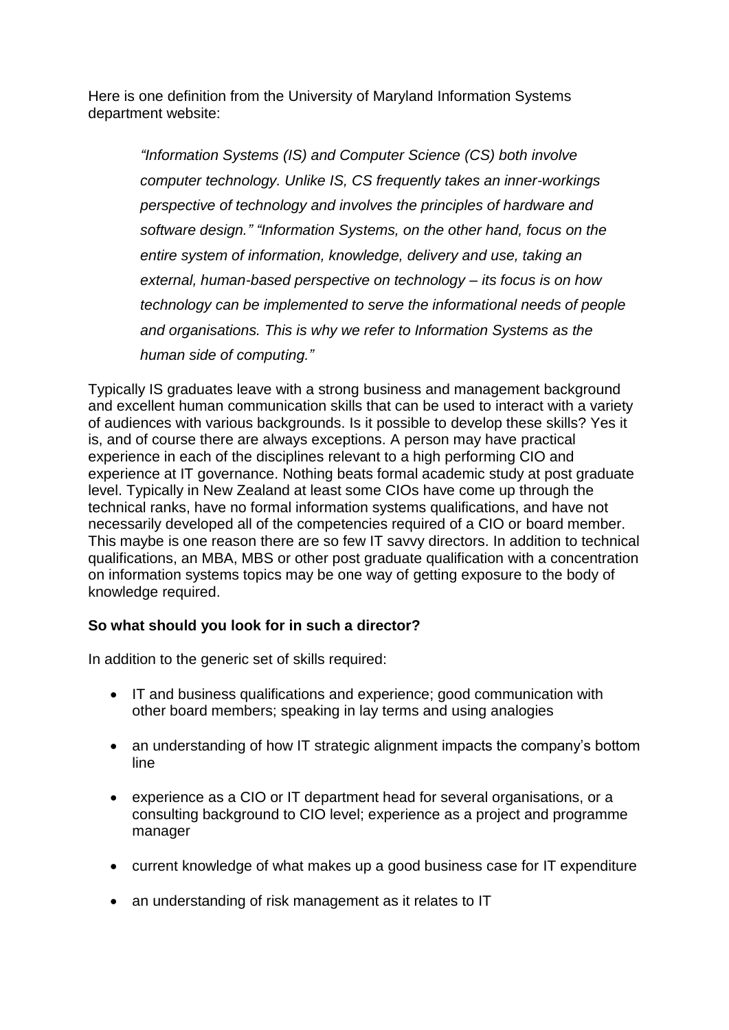Here is one definition from the University of Maryland Information Systems department website:

> *"Information Systems (IS) and Computer Science (CS) both involve computer technology. Unlike IS, CS frequently takes an inner-workings perspective of technology and involves the principles of hardware and software design." "Information Systems, on the other hand, focus on the entire system of information, knowledge, delivery and use, taking an external, human-based perspective on technology – its focus is on how technology can be implemented to serve the informational needs of people and organisations. This is why we refer to Information Systems as the human side of computing."*

Typically IS graduates leave with a strong business and management background and excellent human communication skills that can be used to interact with a variety of audiences with various backgrounds. Is it possible to develop these skills? Yes it is, and of course there are always exceptions. A person may have practical experience in each of the disciplines relevant to a high performing CIO and experience at IT governance. Nothing beats formal academic study at post graduate level. Typically in New Zealand at least some CIOs have come up through the technical ranks, have no formal information systems qualifications, and have not necessarily developed all of the competencies required of a CIO or board member. This maybe is one reason there are so few IT savvy directors. In addition to technical qualifications, an MBA, MBS or other post graduate qualification with a concentration on information systems topics may be one way of getting exposure to the body of knowledge required.

**So what should you look for in such a director?**

In addition to the generic set of skills required:

- IT and business qualifications and experience; good communication with other board members; speaking in lay terms and using analogies
- an understanding of how IT strategic alignment impacts the company's bottom line
- experience as a CIO or IT department head for several organisations, or a consulting background to CIO level; experience as a project and programme manager
- current knowledge of what makes up a good business case for IT expenditure
- an understanding of risk management as it relates to IT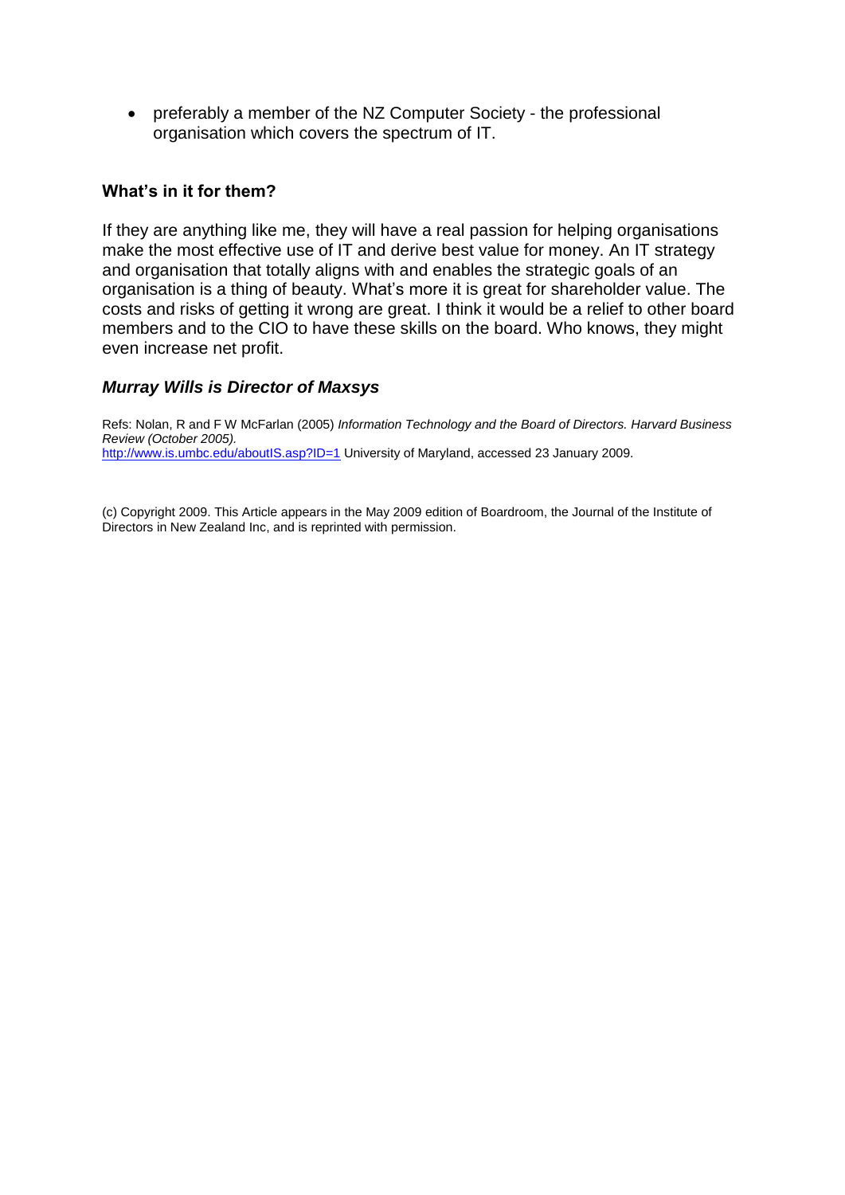- preferably a member of the NZ Computer Society - the professional organisation which covers the spectrum of IT.

### What's in it for them?

If they are anything like me, they will have a real passion for helping organisations make the most effective use of IT and derive best value for money. An IT strategy and organisation that totally aligns with and enables the strategic goals of an organisation is a thing of beauty. What's more it is great for shareholder value. The costs and risks of getting it wrong are great. I think it would be a relief to other board members and to the CIO to have these skills on the board. Who knows, they might even increase net profit.

***Murray Wills is Director of Maxsys***

Refs: Nolan, R and F W McFarlan (2005) *Information Technology and the Board of Directors. Harvard Business Review (October 2005).*
http://www.is.umbc.edu/aboutIS.asp?ID=1 University of Maryland, accessed 23 January 2009.

(c) Copyright 2009. This Article appears in the May 2009 edition of Boardroom, the Journal of the Institute of Directors in New Zealand Inc, and is reprinted with permission.